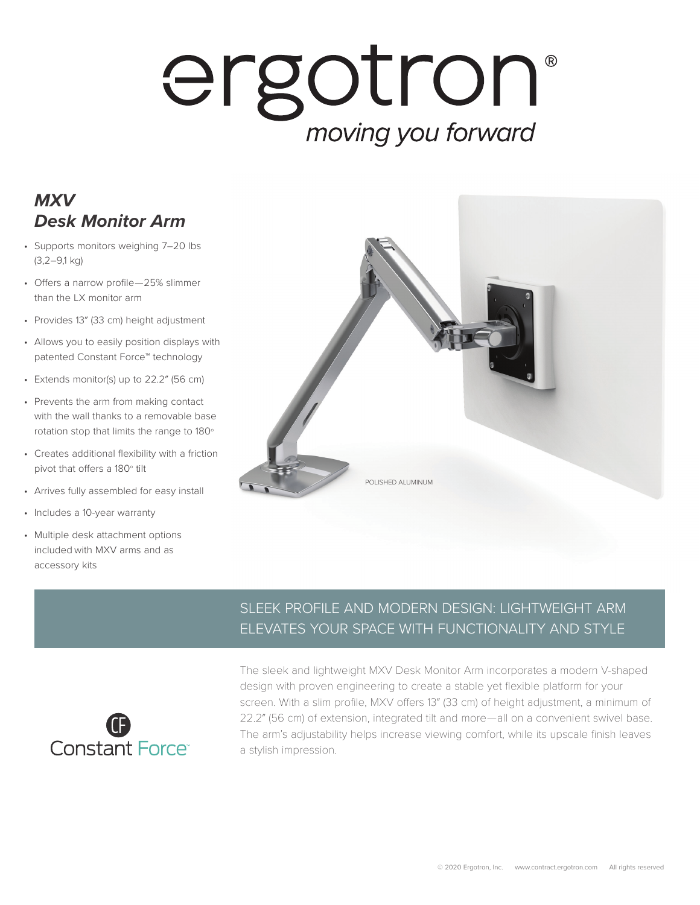# ergotron®

*moving you forward*

## *MXV Desk Monitor Arm*

- Supports monitors weighing 7–20 lbs (3,2–9,1 kg)
- Offers a narrow profile—25% slimmer than the LX monitor arm
- Provides 13" (33 cm) height adjustment
- Allows you to easily position displays with patented Constant Force™ technology
- Extends monitor(s) up to 22.2" (56 cm)
- Prevents the arm from making contact with the wall thanks to a removable base rotation stop that limits the range to 180°
- Creates additional flexibility with a friction pivot that offers a 180° tilt
- Arrives fully assembled for easy install
- Includes a 10-year warranty
- Multiple desk attachment options included with MXV arms and as accessory kits

POLISHED ALUMINUM

## SLEEK PROFILE AND MODERN DESIGN: LIGHTWEIGHT ARM ELEVATES YOUR SPACE WITH FUNCTIONALITY AND STYLE

Constant Force™

The sleek and lightweight MXV Desk Monitor Arm incorporates a modern V-shaped design with proven engineering to create a stable yet flexible platform for your screen. With a slim profile, MXV offers 13" (33 cm) of height adjustment, a minimum of 22.2" (56 cm) of extension, integrated tilt and more—all on a convenient swivel base. The arm's adjustability helps increase viewing comfort, while its upscale finish leaves a stylish impression.

© 2020 Ergotron, Inc. www.contract.ergotron.com All rights reserved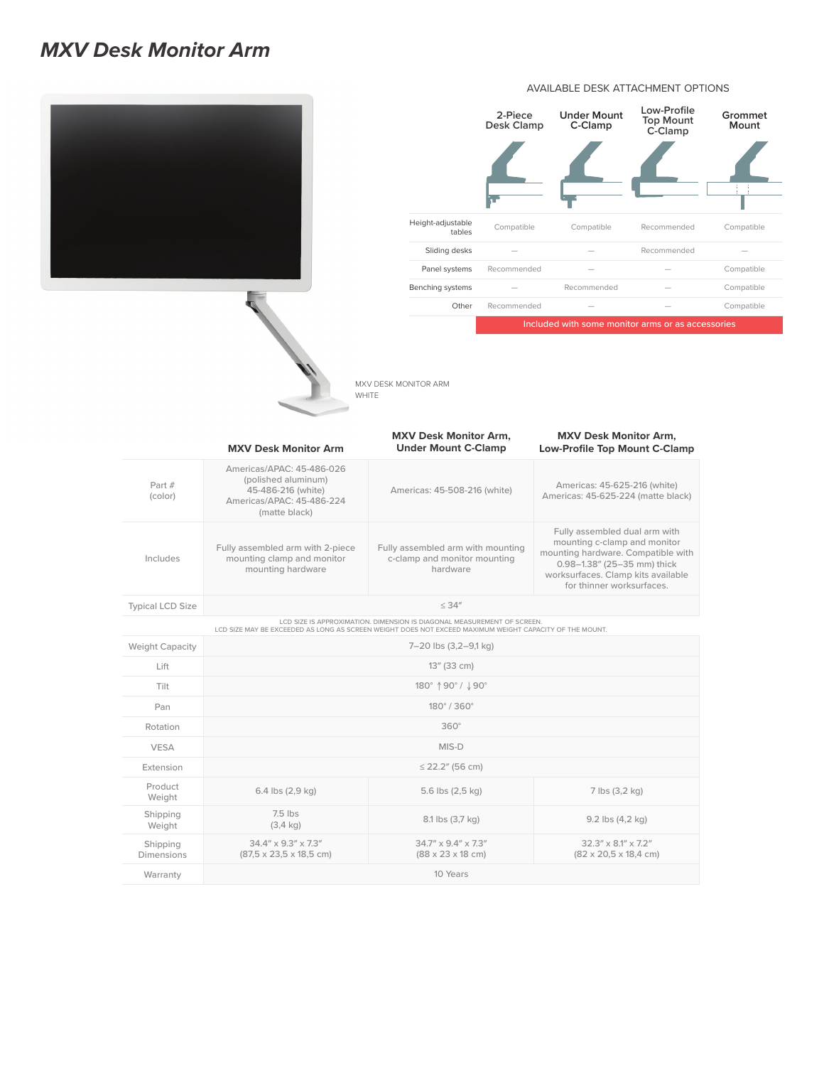# *MXV Desk Monitor Arm*

AVAILABLE DESK ATTACHMENT OPTIONS

| | 2-Piece Desk Clamp | Under Mount C-Clamp | Low-Profile Top Mount C-Clamp | Grommet Mount |
|---|---|---|---|---|
| Height-adjustable tables | Compatible | Compatible | Recommended | Compatible |
| Sliding desks | — | — | Recommended | — |
| Panel systems | Recommended | — | — | Compatible |
| Benching systems | — | Recommended | — | Compatible |
| Other | Recommended | — | — | Compatible |

Included with some monitor arms or as accessories

MXV DESK MONITOR ARM
WHITE

| | MXV Desk Monitor Arm | MXV Desk Monitor Arm, Under Mount C-Clamp | MXV Desk Monitor Arm, Low-Profile Top Mount C-Clamp |
|---|---|---|---|
| Part # (color) | Americas/APAC: 45-486-026 (polished aluminum) 45-486-216 (white) Americas/APAC: 45-486-224 (matte black) | Americas: 45-508-216 (white) | Americas: 45-625-216 (white) Americas: 45-625-224 (matte black) |
| Includes | Fully assembled arm with 2-piece mounting clamp and monitor mounting hardware | Fully assembled arm with mounting c-clamp and monitor mounting hardware | Fully assembled dual arm with mounting c-clamp and monitor mounting hardware. Compatible with 0.98–1.38" (25–35 mm) thick worksurfaces. Clamp kits available for thinner worksurfaces. |
| Typical LCD Size | ≤ 34" | | |
| | LCD SIZE IS APPROXIMATION. DIMENSION IS DIAGONAL MEASUREMENT OF SCREEN. LCD SIZE MAY BE EXCEEDED AS LONG AS SCREEN WEIGHT DOES NOT EXCEED MAXIMUM WEIGHT CAPACITY OF THE MOUNT. | | |
| Weight Capacity | 7–20 lbs (3,2–9,1 kg) | | |
| Lift | 13" (33 cm) | | |
| Tilt | 180° ↑90° / ↓90° | | |
| Pan | 180° / 360° | | |
| Rotation | 360° | | |
| VESA | MIS-D | | |
| Extension | ≤ 22.2" (56 cm) | | |
| Product Weight | 6.4 lbs (2,9 kg) | 5.6 lbs (2,5 kg) | 7 lbs (3,2 kg) |
| Shipping Weight | 7.5 lbs (3,4 kg) | 8.1 lbs (3,7 kg) | 9.2 lbs (4,2 kg) |
| Shipping Dimensions | 34.4" x 9.3" x 7.3" (87,5 x 23,5 x 18,5 cm) | 34.7" x 9.4" x 7.3" (88 x 23 x 18 cm) | 32.3" x 8.1" x 7.2" (82 x 20,5 x 18,4 cm) |
| Warranty | 10 Years | | |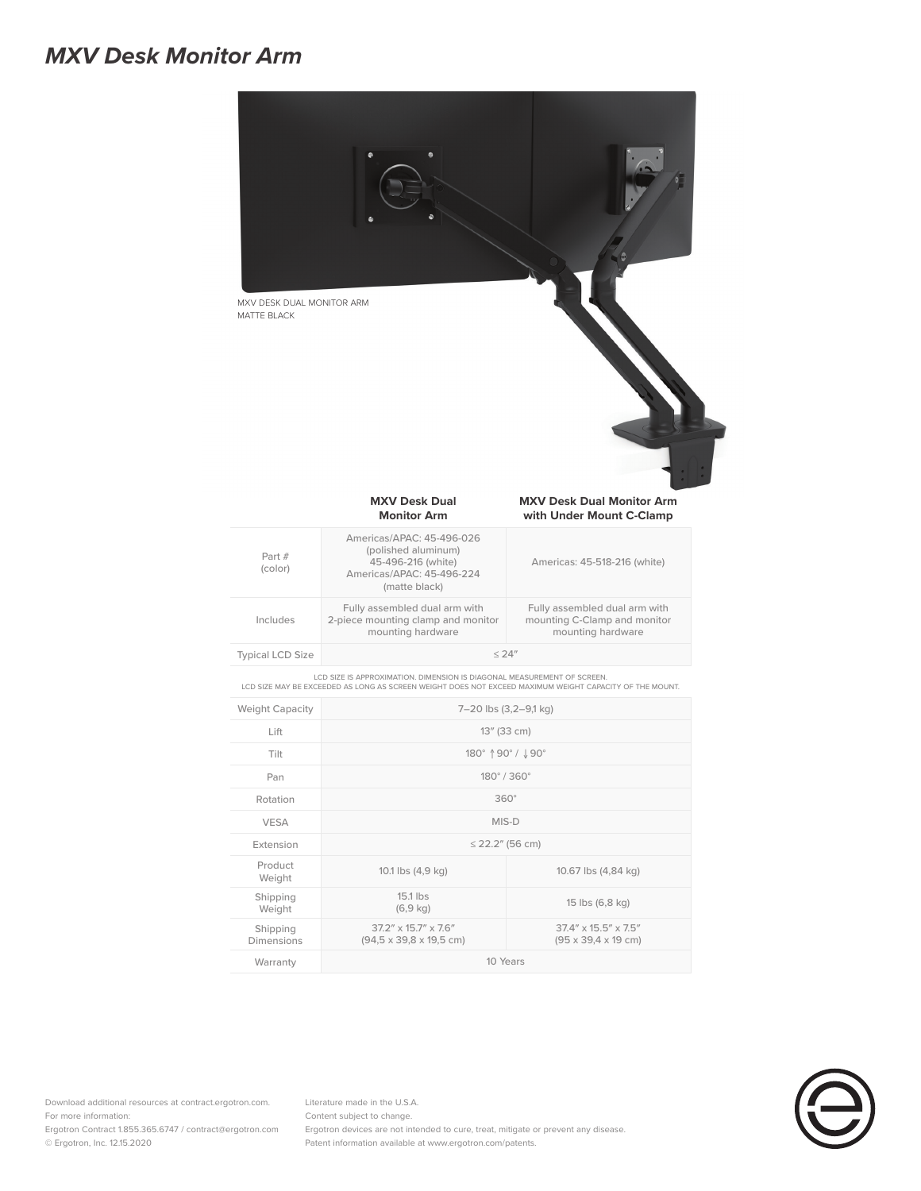# MXV Desk Monitor Arm

MXV DESK DUAL MONITOR ARM
MATTE BLACK

| | MXV Desk Dual Monitor Arm | MXV Desk Dual Monitor Arm with Under Mount C-Clamp |
|---|---|---|
| Part # (color) | Americas/APAC: 45-496-026 (polished aluminum) 45-496-216 (white) Americas/APAC: 45-496-224 (matte black) | Americas: 45-518-216 (white) |
| Includes | Fully assembled dual arm with 2-piece mounting clamp and monitor mounting hardware | Fully assembled dual arm with mounting C-Clamp and monitor mounting hardware |
| Typical LCD Size | ≤ 24″ | |

LCD SIZE IS APPROXIMATION. DIMENSION IS DIAGONAL MEASUREMENT OF SCREEN.
LCD SIZE MAY BE EXCEEDED AS LONG AS SCREEN WEIGHT DOES NOT EXCEED MAXIMUM WEIGHT CAPACITY OF THE MOUNT.

| | | |
|---|---|---|
| Weight Capacity | 7–20 lbs (3,2–9,1 kg) | |
| Lift | 13″ (33 cm) | |
| Tilt | 180° ↑90° / ↓90° | |
| Pan | 180° / 360° | |
| Rotation | 360° | |
| VESA | MIS-D | |
| Extension | ≤ 22.2″ (56 cm) | |
| Product Weight | 10.1 lbs (4,9 kg) | 10.67 lbs (4,84 kg) |
| Shipping Weight | 15.1 lbs (6,9 kg) | 15 lbs (6,8 kg) |
| Shipping Dimensions | 37.2″ x 15.7″ x 7.6″ (94,5 x 39,8 x 19,5 cm) | 37.4″ x 15.5″ x 7.5″ (95 x 39,4 x 19 cm) |
| Warranty | 10 Years | |

Download additional resources at contract.ergotron.com.
For more information:
Ergotron Contract 1.855.365.6747 / contract@ergotron.com
© Ergotron, Inc. 12.15.2020

Literature made in the U.S.A.
Content subject to change.
Ergotron devices are not intended to cure, treat, mitigate or prevent any disease.
Patent information available at www.ergotron.com/patents.